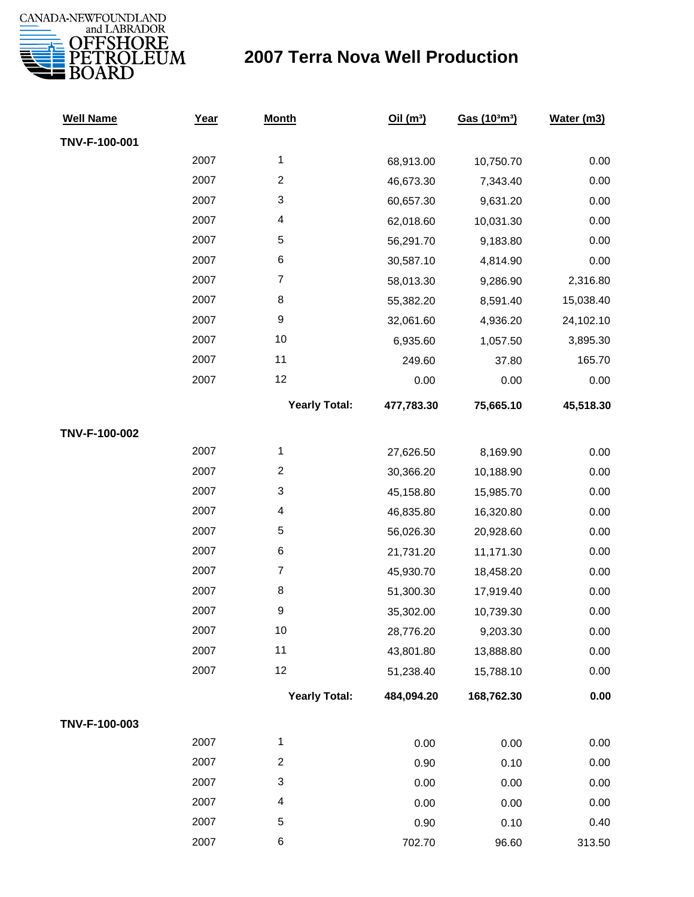CANADA-NEWFOUNDLAND and LABRADOR OFFSHORE PETROLEUM BOARD

# 2007 Terra Nova Well Production

| Well Name | Year | Month | Oil ($m^3$) | Gas ($10^3m^3$) | Water (m3) |
|---|---|---|---|---|---|
| **TNV-F-100-001** | | | | | |
| | 2007 | 1 | 68,913.00 | 10,750.70 | 0.00 |
| | 2007 | 2 | 46,673.30 | 7,343.40 | 0.00 |
| | 2007 | 3 | 60,657.30 | 9,631.20 | 0.00 |
| | 2007 | 4 | 62,018.60 | 10,031.30 | 0.00 |
| | 2007 | 5 | 56,291.70 | 9,183.80 | 0.00 |
| | 2007 | 6 | 30,587.10 | 4,814.90 | 0.00 |
| | 2007 | 7 | 58,013.30 | 9,286.90 | 2,316.80 |
| | 2007 | 8 | 55,382.20 | 8,591.40 | 15,038.40 |
| | 2007 | 9 | 32,061.60 | 4,936.20 | 24,102.10 |
| | 2007 | 10 | 6,935.60 | 1,057.50 | 3,895.30 |
| | 2007 | 11 | 249.60 | 37.80 | 165.70 |
| | 2007 | 12 | 0.00 | 0.00 | 0.00 |
| | | **Yearly Total:** | **477,783.30** | **75,665.10** | **45,518.30** |
| **TNV-F-100-002** | | | | | |
| | 2007 | 1 | 27,626.50 | 8,169.90 | 0.00 |
| | 2007 | 2 | 30,366.20 | 10,188.90 | 0.00 |
| | 2007 | 3 | 45,158.80 | 15,985.70 | 0.00 |
| | 2007 | 4 | 46,835.80 | 16,320.80 | 0.00 |
| | 2007 | 5 | 56,026.30 | 20,928.60 | 0.00 |
| | 2007 | 6 | 21,731.20 | 11,171.30 | 0.00 |
| | 2007 | 7 | 45,930.70 | 18,458.20 | 0.00 |
| | 2007 | 8 | 51,300.30 | 17,919.40 | 0.00 |
| | 2007 | 9 | 35,302.00 | 10,739.30 | 0.00 |
| | 2007 | 10 | 28,776.20 | 9,203.30 | 0.00 |
| | 2007 | 11 | 43,801.80 | 13,888.80 | 0.00 |
| | 2007 | 12 | 51,238.40 | 15,788.10 | 0.00 |
| | | **Yearly Total:** | **484,094.20** | **168,762.30** | **0.00** |
| **TNV-F-100-003** | | | | | |
| | 2007 | 1 | 0.00 | 0.00 | 0.00 |
| | 2007 | 2 | 0.90 | 0.10 | 0.00 |
| | 2007 | 3 | 0.00 | 0.00 | 0.00 |
| | 2007 | 4 | 0.00 | 0.00 | 0.00 |
| | 2007 | 5 | 0.90 | 0.10 | 0.40 |
| | 2007 | 6 | 702.70 | 96.60 | 313.50 |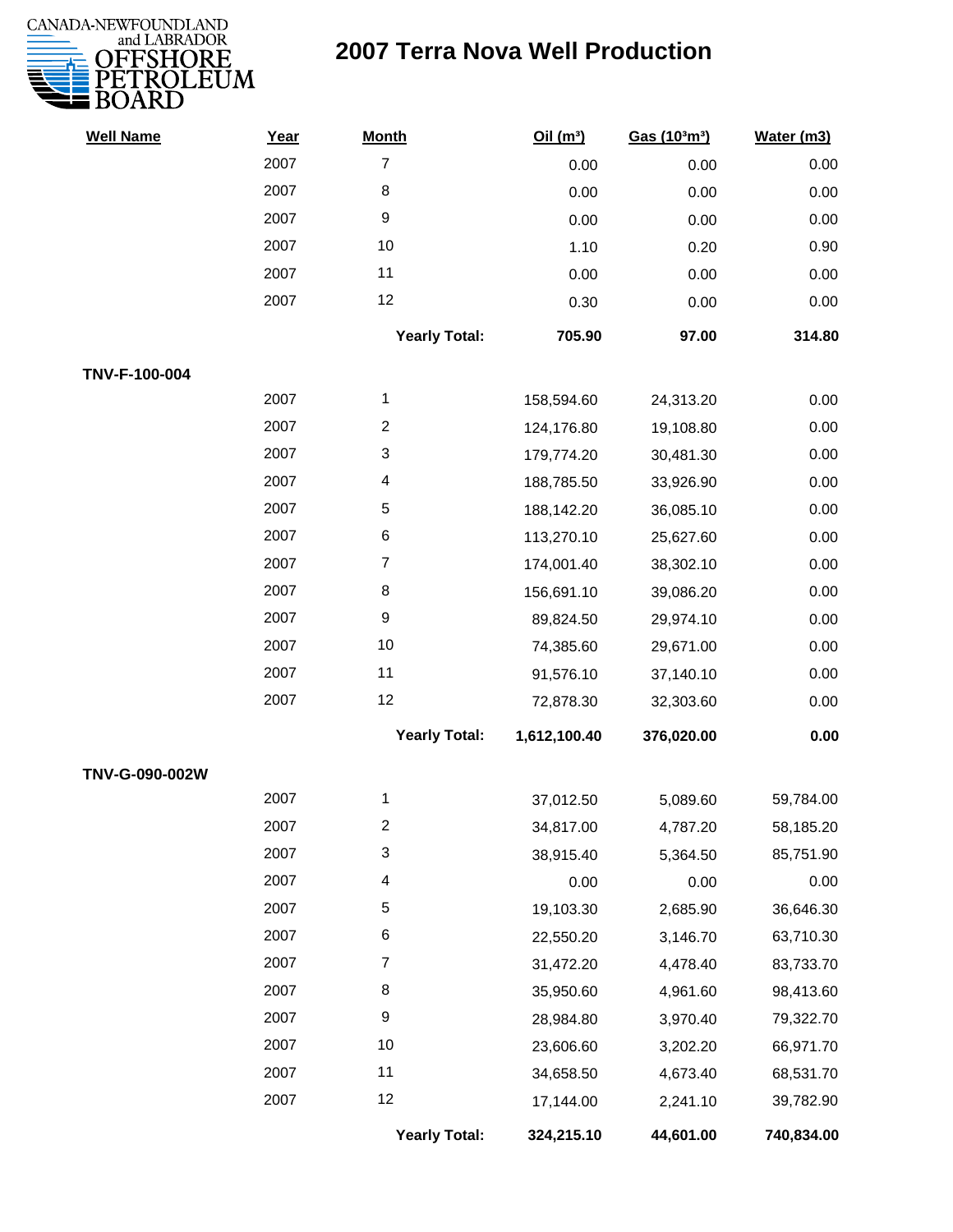# 2007 Terra Nova Well Production

| Well Name | Year | Month | Oil ($m^3$) | Gas ($10^3m^3$) | Water (m3) |
|---|---|---|---|---|---|
| | 2007 | 7 | 0.00 | 0.00 | 0.00 |
| | 2007 | 8 | 0.00 | 0.00 | 0.00 |
| | 2007 | 9 | 0.00 | 0.00 | 0.00 |
| | 2007 | 10 | 1.10 | 0.20 | 0.90 |
| | 2007 | 11 | 0.00 | 0.00 | 0.00 |
| | 2007 | 12 | 0.30 | 0.00 | 0.00 |
| | | **Yearly Total:** | **705.90** | **97.00** | **314.80** |
| **TNV-F-100-004** | | | | | |
| | 2007 | 1 | 158,594.60 | 24,313.20 | 0.00 |
| | 2007 | 2 | 124,176.80 | 19,108.80 | 0.00 |
| | 2007 | 3 | 179,774.20 | 30,481.30 | 0.00 |
| | 2007 | 4 | 188,785.50 | 33,926.90 | 0.00 |
| | 2007 | 5 | 188,142.20 | 36,085.10 | 0.00 |
| | 2007 | 6 | 113,270.10 | 25,627.60 | 0.00 |
| | 2007 | 7 | 174,001.40 | 38,302.10 | 0.00 |
| | 2007 | 8 | 156,691.10 | 39,086.20 | 0.00 |
| | 2007 | 9 | 89,824.50 | 29,974.10 | 0.00 |
| | 2007 | 10 | 74,385.60 | 29,671.00 | 0.00 |
| | 2007 | 11 | 91,576.10 | 37,140.10 | 0.00 |
| | 2007 | 12 | 72,878.30 | 32,303.60 | 0.00 |
| | | **Yearly Total:** | **1,612,100.40** | **376,020.00** | **0.00** |
| **TNV-G-090-002W** | | | | | |
| | 2007 | 1 | 37,012.50 | 5,089.60 | 59,784.00 |
| | 2007 | 2 | 34,817.00 | 4,787.20 | 58,185.20 |
| | 2007 | 3 | 38,915.40 | 5,364.50 | 85,751.90 |
| | 2007 | 4 | 0.00 | 0.00 | 0.00 |
| | 2007 | 5 | 19,103.30 | 2,685.90 | 36,646.30 |
| | 2007 | 6 | 22,550.20 | 3,146.70 | 63,710.30 |
| | 2007 | 7 | 31,472.20 | 4,478.40 | 83,733.70 |
| | 2007 | 8 | 35,950.60 | 4,961.60 | 98,413.60 |
| | 2007 | 9 | 28,984.80 | 3,970.40 | 79,322.70 |
| | 2007 | 10 | 23,606.60 | 3,202.20 | 66,971.70 |
| | 2007 | 11 | 34,658.50 | 4,673.40 | 68,531.70 |
| | 2007 | 12 | 17,144.00 | 2,241.10 | 39,782.90 |
| | | **Yearly Total:** | **324,215.10** | **44,601.00** | **740,834.00** |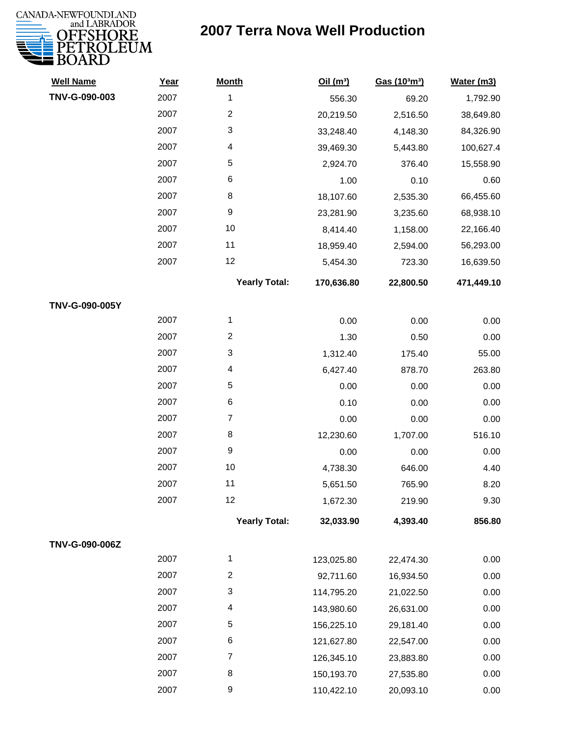CANADA-NEWFOUNDLAND and LABRADOR OFFSHORE PETROLEUM BOARD

# 2007 Terra Nova Well Production

| Well Name | Year | Month | Oil ($m^3$) | Gas ($10^3m^3$) | Water (m3) |
|---|---|---|---|---|---|
| TNV-G-090-003 | 2007 | 1 | 556.30 | 69.20 | 1,792.90 |
| | 2007 | 2 | 20,219.50 | 2,516.50 | 38,649.80 |
| | 2007 | 3 | 33,248.40 | 4,148.30 | 84,326.90 |
| | 2007 | 4 | 39,469.30 | 5,443.80 | 100,627.4 |
| | 2007 | 5 | 2,924.70 | 376.40 | 15,558.90 |
| | 2007 | 6 | 1.00 | 0.10 | 0.60 |
| | 2007 | 8 | 18,107.60 | 2,535.30 | 66,455.60 |
| | 2007 | 9 | 23,281.90 | 3,235.60 | 68,938.10 |
| | 2007 | 10 | 8,414.40 | 1,158.00 | 22,166.40 |
| | 2007 | 11 | 18,959.40 | 2,594.00 | 56,293.00 |
| | 2007 | 12 | 5,454.30 | 723.30 | 16,639.50 |
| | | **Yearly Total:** | **170,636.80** | **22,800.50** | **471,449.10** |
| **TNV-G-090-005Y** | | | | | |
| | 2007 | 1 | 0.00 | 0.00 | 0.00 |
| | 2007 | 2 | 1.30 | 0.50 | 0.00 |
| | 2007 | 3 | 1,312.40 | 175.40 | 55.00 |
| | 2007 | 4 | 6,427.40 | 878.70 | 263.80 |
| | 2007 | 5 | 0.00 | 0.00 | 0.00 |
| | 2007 | 6 | 0.10 | 0.00 | 0.00 |
| | 2007 | 7 | 0.00 | 0.00 | 0.00 |
| | 2007 | 8 | 12,230.60 | 1,707.00 | 516.10 |
| | 2007 | 9 | 0.00 | 0.00 | 0.00 |
| | 2007 | 10 | 4,738.30 | 646.00 | 4.40 |
| | 2007 | 11 | 5,651.50 | 765.90 | 8.20 |
| | 2007 | 12 | 1,672.30 | 219.90 | 9.30 |
| | | **Yearly Total:** | **32,033.90** | **4,393.40** | **856.80** |
| **TNV-G-090-006Z** | | | | | |
| | 2007 | 1 | 123,025.80 | 22,474.30 | 0.00 |
| | 2007 | 2 | 92,711.60 | 16,934.50 | 0.00 |
| | 2007 | 3 | 114,795.20 | 21,022.50 | 0.00 |
| | 2007 | 4 | 143,980.60 | 26,631.00 | 0.00 |
| | 2007 | 5 | 156,225.10 | 29,181.40 | 0.00 |
| | 2007 | 6 | 121,627.80 | 22,547.00 | 0.00 |
| | 2007 | 7 | 126,345.10 | 23,883.80 | 0.00 |
| | 2007 | 8 | 150,193.70 | 27,535.80 | 0.00 |
| | 2007 | 9 | 110,422.10 | 20,093.10 | 0.00 |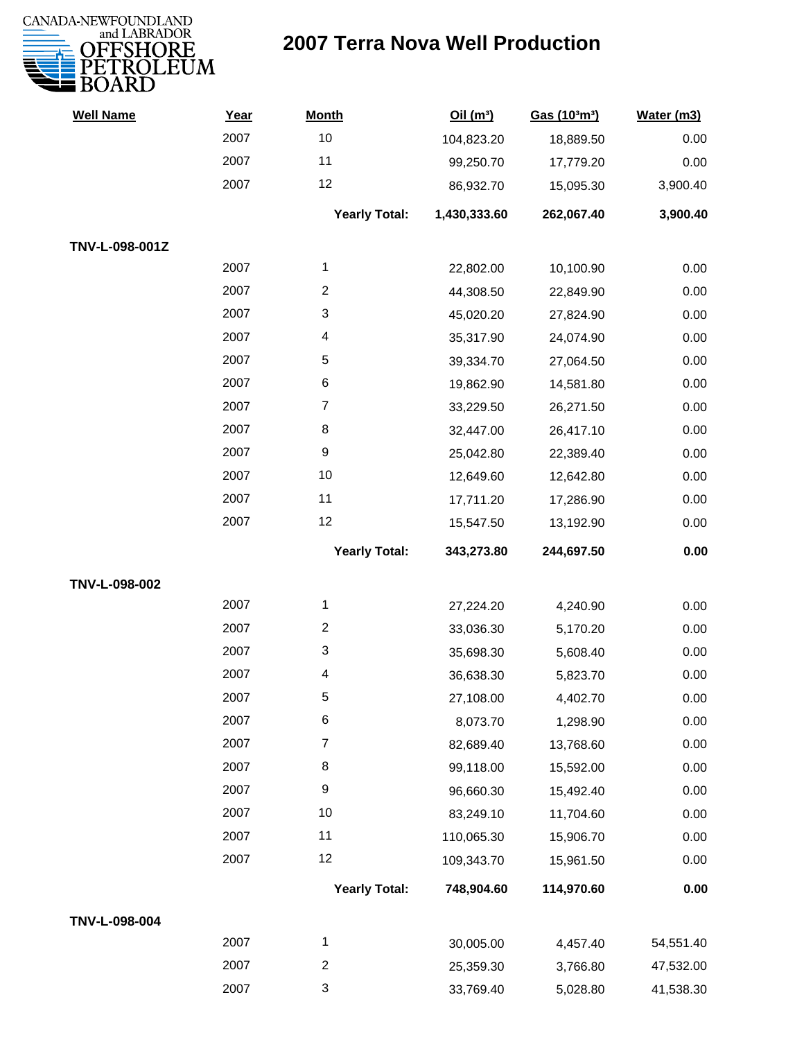# 2007 Terra Nova Well Production

| Well Name | Year | Month | Oil ($m^3$) | Gas ($10^3m^3$) | Water (m3) |
|---|---|---|---|---|---|
| | 2007 | 10 | 104,823.20 | 18,889.50 | 0.00 |
| | 2007 | 11 | 99,250.70 | 17,779.20 | 0.00 |
| | 2007 | 12 | 86,932.70 | 15,095.30 | 3,900.40 |
| | | **Yearly Total:** | **1,430,333.60** | **262,067.40** | **3,900.40** |
| **TNV-L-098-001Z** | | | | | |
| | 2007 | 1 | 22,802.00 | 10,100.90 | 0.00 |
| | 2007 | 2 | 44,308.50 | 22,849.90 | 0.00 |
| | 2007 | 3 | 45,020.20 | 27,824.90 | 0.00 |
| | 2007 | 4 | 35,317.90 | 24,074.90 | 0.00 |
| | 2007 | 5 | 39,334.70 | 27,064.50 | 0.00 |
| | 2007 | 6 | 19,862.90 | 14,581.80 | 0.00 |
| | 2007 | 7 | 33,229.50 | 26,271.50 | 0.00 |
| | 2007 | 8 | 32,447.00 | 26,417.10 | 0.00 |
| | 2007 | 9 | 25,042.80 | 22,389.40 | 0.00 |
| | 2007 | 10 | 12,649.60 | 12,642.80 | 0.00 |
| | 2007 | 11 | 17,711.20 | 17,286.90 | 0.00 |
| | 2007 | 12 | 15,547.50 | 13,192.90 | 0.00 |
| | | **Yearly Total:** | **343,273.80** | **244,697.50** | **0.00** |
| **TNV-L-098-002** | | | | | |
| | 2007 | 1 | 27,224.20 | 4,240.90 | 0.00 |
| | 2007 | 2 | 33,036.30 | 5,170.20 | 0.00 |
| | 2007 | 3 | 35,698.30 | 5,608.40 | 0.00 |
| | 2007 | 4 | 36,638.30 | 5,823.70 | 0.00 |
| | 2007 | 5 | 27,108.00 | 4,402.70 | 0.00 |
| | 2007 | 6 | 8,073.70 | 1,298.90 | 0.00 |
| | 2007 | 7 | 82,689.40 | 13,768.60 | 0.00 |
| | 2007 | 8 | 99,118.00 | 15,592.00 | 0.00 |
| | 2007 | 9 | 96,660.30 | 15,492.40 | 0.00 |
| | 2007 | 10 | 83,249.10 | 11,704.60 | 0.00 |
| | 2007 | 11 | 110,065.30 | 15,906.70 | 0.00 |
| | 2007 | 12 | 109,343.70 | 15,961.50 | 0.00 |
| | | **Yearly Total:** | **748,904.60** | **114,970.60** | **0.00** |
| **TNV-L-098-004** | | | | | |
| | 2007 | 1 | 30,005.00 | 4,457.40 | 54,551.40 |
| | 2007 | 2 | 25,359.30 | 3,766.80 | 47,532.00 |
| | 2007 | 3 | 33,769.40 | 5,028.80 | 41,538.30 |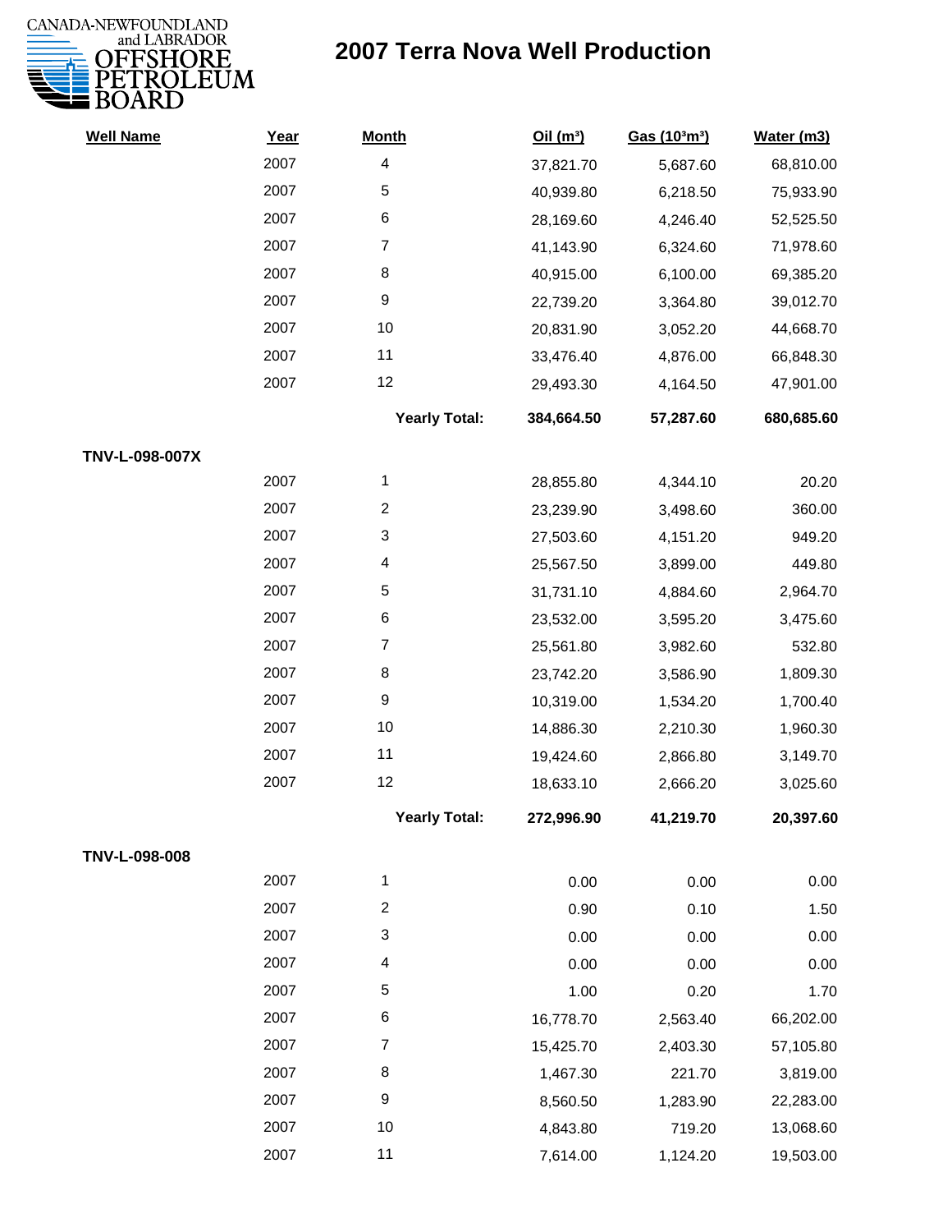# 2007 Terra Nova Well Production

| Well Name | Year | Month | Oil (m³) | Gas (10³m³) | Water (m3) |
|---|---|---|---|---|---|
| | 2007 | 4 | 37,821.70 | 5,687.60 | 68,810.00 |
| | 2007 | 5 | 40,939.80 | 6,218.50 | 75,933.90 |
| | 2007 | 6 | 28,169.60 | 4,246.40 | 52,525.50 |
| | 2007 | 7 | 41,143.90 | 6,324.60 | 71,978.60 |
| | 2007 | 8 | 40,915.00 | 6,100.00 | 69,385.20 |
| | 2007 | 9 | 22,739.20 | 3,364.80 | 39,012.70 |
| | 2007 | 10 | 20,831.90 | 3,052.20 | 44,668.70 |
| | 2007 | 11 | 33,476.40 | 4,876.00 | 66,848.30 |
| | 2007 | 12 | 29,493.30 | 4,164.50 | 47,901.00 |
| | | **Yearly Total:** | **384,664.50** | **57,287.60** | **680,685.60** |
| **TNV-L-098-007X** | | | | | |
| | 2007 | 1 | 28,855.80 | 4,344.10 | 20.20 |
| | 2007 | 2 | 23,239.90 | 3,498.60 | 360.00 |
| | 2007 | 3 | 27,503.60 | 4,151.20 | 949.20 |
| | 2007 | 4 | 25,567.50 | 3,899.00 | 449.80 |
| | 2007 | 5 | 31,731.10 | 4,884.60 | 2,964.70 |
| | 2007 | 6 | 23,532.00 | 3,595.20 | 3,475.60 |
| | 2007 | 7 | 25,561.80 | 3,982.60 | 532.80 |
| | 2007 | 8 | 23,742.20 | 3,586.90 | 1,809.30 |
| | 2007 | 9 | 10,319.00 | 1,534.20 | 1,700.40 |
| | 2007 | 10 | 14,886.30 | 2,210.30 | 1,960.30 |
| | 2007 | 11 | 19,424.60 | 2,866.80 | 3,149.70 |
| | 2007 | 12 | 18,633.10 | 2,666.20 | 3,025.60 |
| | | **Yearly Total:** | **272,996.90** | **41,219.70** | **20,397.60** |
| **TNV-L-098-008** | | | | | |
| | 2007 | 1 | 0.00 | 0.00 | 0.00 |
| | 2007 | 2 | 0.90 | 0.10 | 1.50 |
| | 2007 | 3 | 0.00 | 0.00 | 0.00 |
| | 2007 | 4 | 0.00 | 0.00 | 0.00 |
| | 2007 | 5 | 1.00 | 0.20 | 1.70 |
| | 2007 | 6 | 16,778.70 | 2,563.40 | 66,202.00 |
| | 2007 | 7 | 15,425.70 | 2,403.30 | 57,105.80 |
| | 2007 | 8 | 1,467.30 | 221.70 | 3,819.00 |
| | 2007 | 9 | 8,560.50 | 1,283.90 | 22,283.00 |
| | 2007 | 10 | 4,843.80 | 719.20 | 13,068.60 |
| | 2007 | 11 | 7,614.00 | 1,124.20 | 19,503.00 |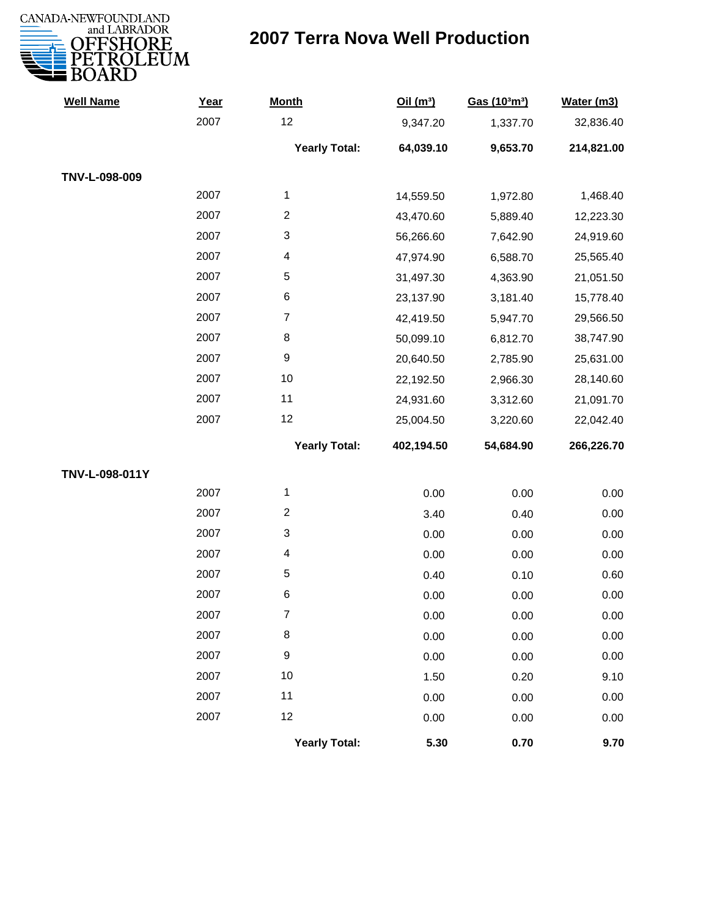# 2007 Terra Nova Well Production

| Well Name | Year | Month | Oil ($m^3$) | Gas ($10^3m^3$) | Water (m3) |
|---|---|---|---|---|---|
| | 2007 | 12 | 9,347.20 | 1,337.70 | 32,836.40 |
| | | **Yearly Total:** | **64,039.10** | **9,653.70** | **214,821.00** |
| **TNV-L-098-009** | | | | | |
| | 2007 | 1 | 14,559.50 | 1,972.80 | 1,468.40 |
| | 2007 | 2 | 43,470.60 | 5,889.40 | 12,223.30 |
| | 2007 | 3 | 56,266.60 | 7,642.90 | 24,919.60 |
| | 2007 | 4 | 47,974.90 | 6,588.70 | 25,565.40 |
| | 2007 | 5 | 31,497.30 | 4,363.90 | 21,051.50 |
| | 2007 | 6 | 23,137.90 | 3,181.40 | 15,778.40 |
| | 2007 | 7 | 42,419.50 | 5,947.70 | 29,566.50 |
| | 2007 | 8 | 50,099.10 | 6,812.70 | 38,747.90 |
| | 2007 | 9 | 20,640.50 | 2,785.90 | 25,631.00 |
| | 2007 | 10 | 22,192.50 | 2,966.30 | 28,140.60 |
| | 2007 | 11 | 24,931.60 | 3,312.60 | 21,091.70 |
| | 2007 | 12 | 25,004.50 | 3,220.60 | 22,042.40 |
| | | **Yearly Total:** | **402,194.50** | **54,684.90** | **266,226.70** |
| **TNV-L-098-011Y** | | | | | |
| | 2007 | 1 | 0.00 | 0.00 | 0.00 |
| | 2007 | 2 | 3.40 | 0.40 | 0.00 |
| | 2007 | 3 | 0.00 | 0.00 | 0.00 |
| | 2007 | 4 | 0.00 | 0.00 | 0.00 |
| | 2007 | 5 | 0.40 | 0.10 | 0.60 |
| | 2007 | 6 | 0.00 | 0.00 | 0.00 |
| | 2007 | 7 | 0.00 | 0.00 | 0.00 |
| | 2007 | 8 | 0.00 | 0.00 | 0.00 |
| | 2007 | 9 | 0.00 | 0.00 | 0.00 |
| | 2007 | 10 | 1.50 | 0.20 | 9.10 |
| | 2007 | 11 | 0.00 | 0.00 | 0.00 |
| | 2007 | 12 | 0.00 | 0.00 | 0.00 |
| | | **Yearly Total:** | **5.30** | **0.70** | **9.70** |